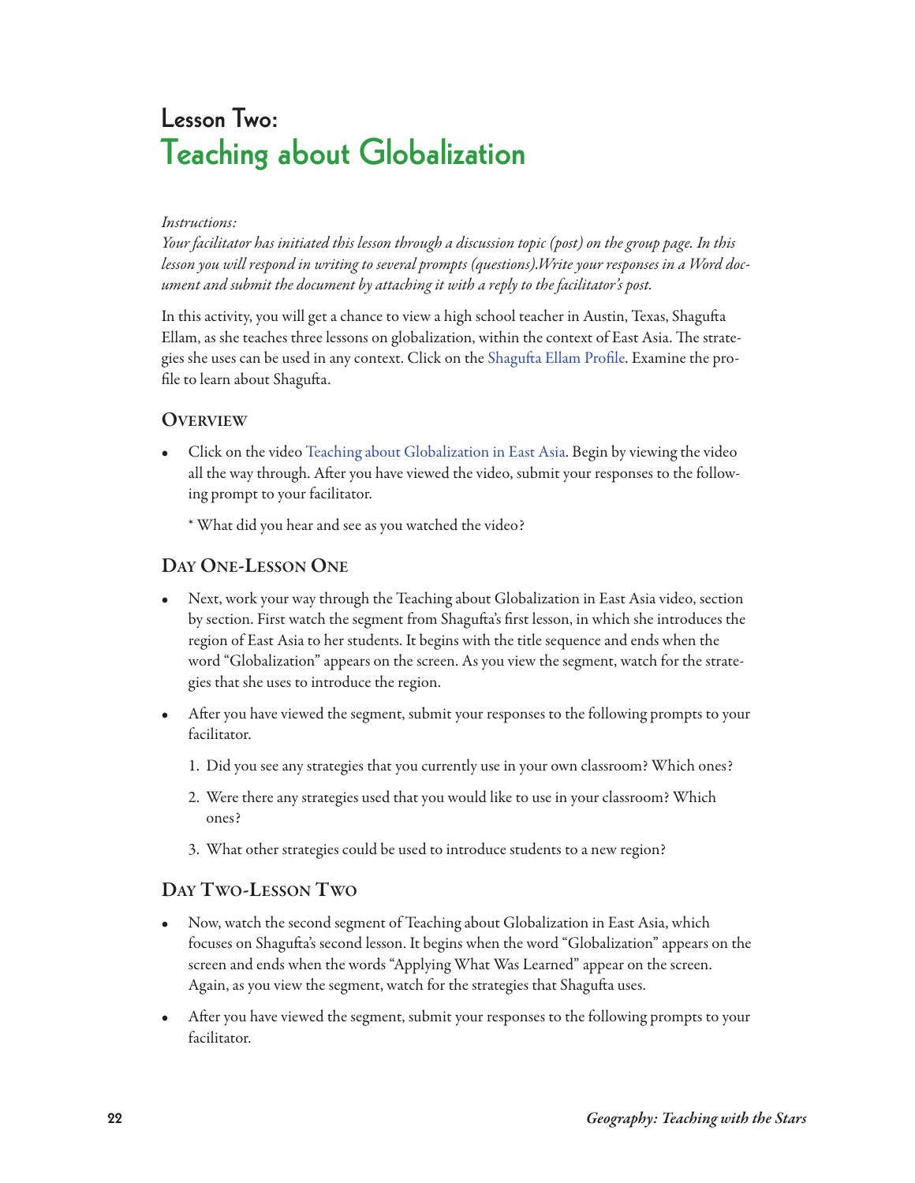# Lesson Two:
# Teaching about Globalization

*Instructions:*
*Your facilitator has initiated this lesson through a discussion topic (post) on the group page. In this lesson you will respond in writing to several prompts (questions).Write your responses in a Word document and submit the document by attaching it with a reply to the facilitator's post.*

In this activity, you will get a chance to view a high school teacher in Austin, Texas, Shagufta Ellam, as she teaches three lessons on globalization, within the context of East Asia. The strategies she uses can be used in any context. Click on the Shagufta Ellam Profile. Examine the profile to learn about Shagufta.

## Overview

- Click on the video Teaching about Globalization in East Asia. Begin by viewing the video all the way through. After you have viewed the video, submit your responses to the following prompt to your facilitator.

  * What did you hear and see as you watched the video?

## Day One-Lesson One

- Next, work your way through the Teaching about Globalization in East Asia video, section by section. First watch the segment from Shagufta's first lesson, in which she introduces the region of East Asia to her students. It begins with the title sequence and ends when the word "Globalization" appears on the screen. As you view the segment, watch for the strategies that she uses to introduce the region.

- After you have viewed the segment, submit your responses to the following prompts to your facilitator.

  1. Did you see any strategies that you currently use in your own classroom? Which ones?
  2. Were there any strategies used that you would like to use in your classroom? Which ones?
  3. What other strategies could be used to introduce students to a new region?

## Day Two-Lesson Two

- Now, watch the second segment of Teaching about Globalization in East Asia, which focuses on Shagufta's second lesson. It begins when the word "Globalization" appears on the screen and ends when the words "Applying What Was Learned" appear on the screen. Again, as you view the segment, watch for the strategies that Shagufta uses.

- After you have viewed the segment, submit your responses to the following prompts to your facilitator.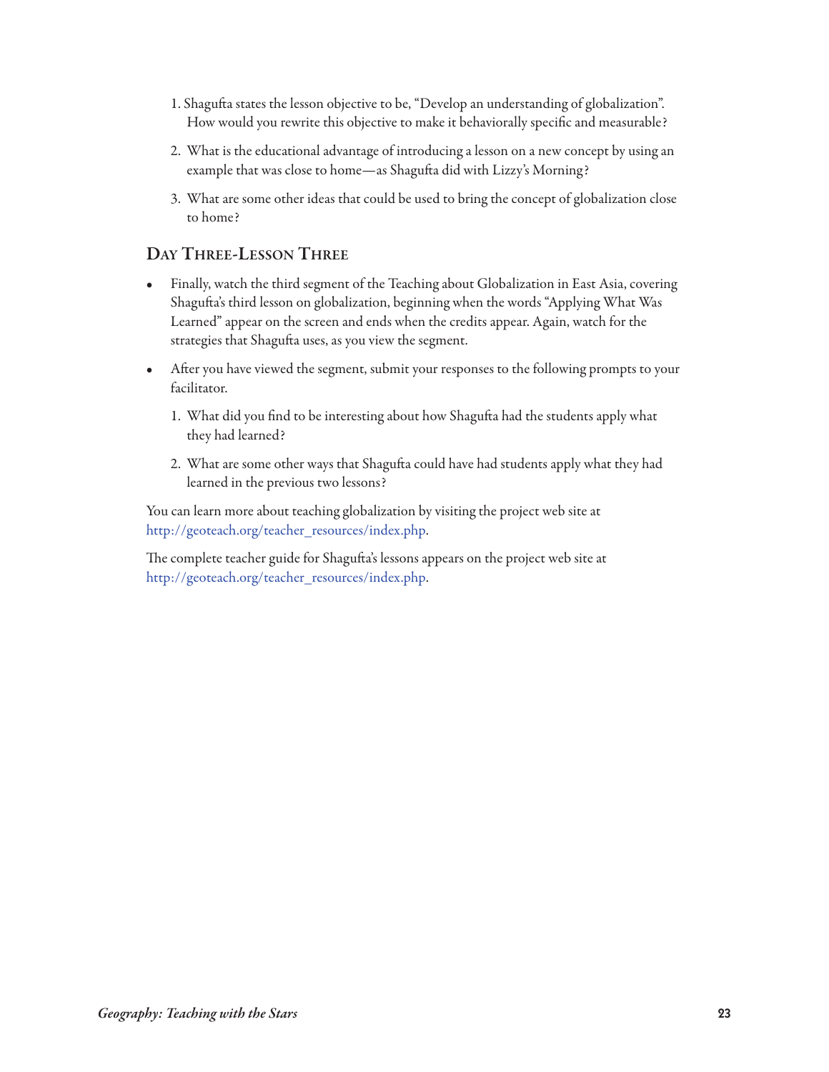1. Shagufta states the lesson objective to be, "Develop an understanding of globalization". How would you rewrite this objective to make it behaviorally specific and measurable?

2. What is the educational advantage of introducing a lesson on a new concept by using an example that was close to home—as Shagufta did with Lizzy's Morning?

3. What are some other ideas that could be used to bring the concept of globalization close to home?

## Day Three-Lesson Three

- Finally, watch the third segment of the Teaching about Globalization in East Asia, covering Shagufta's third lesson on globalization, beginning when the words "Applying What Was Learned" appear on the screen and ends when the credits appear. Again, watch for the strategies that Shagufta uses, as you view the segment.

- After you have viewed the segment, submit your responses to the following prompts to your facilitator.

  1. What did you find to be interesting about how Shagufta had the students apply what they had learned?

  2. What are some other ways that Shagufta could have had students apply what they had learned in the previous two lessons?

You can learn more about teaching globalization by visiting the project web site at http://geoteach.org/teacher_resources/index.php.

The complete teacher guide for Shagufta's lessons appears on the project web site at http://geoteach.org/teacher_resources/index.php.